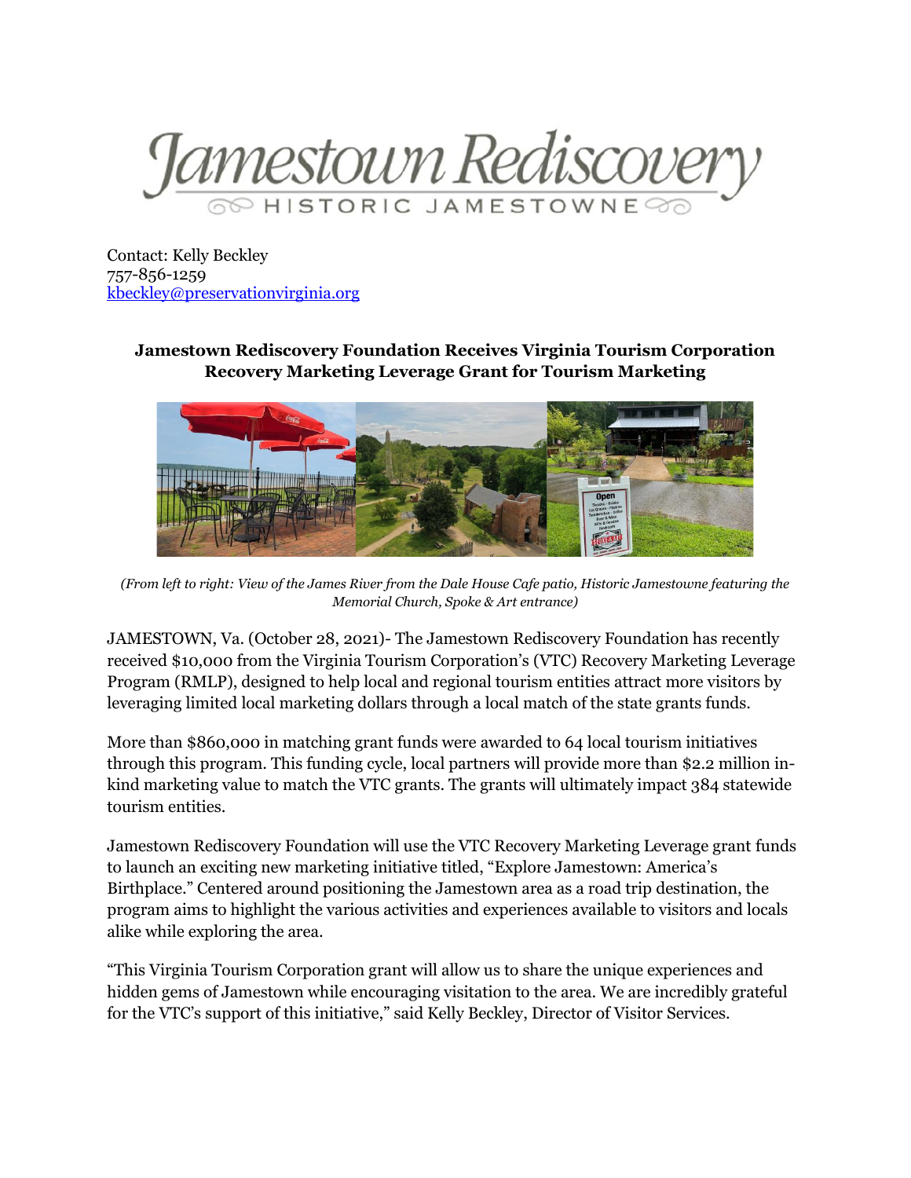Jamestown Rediscovery

HISTORIC JAMESTOWNE

Contact: Kelly Beckley
757-856-1259
kbeckley@preservationvirginia.org

**Jamestown Rediscovery Foundation Receives Virginia Tourism Corporation Recovery Marketing Leverage Grant for Tourism Marketing**

*(From left to right: View of the James River from the Dale House Cafe patio, Historic Jamestowne featuring the Memorial Church, Spoke & Art entrance)*

JAMESTOWN, Va. (October 28, 2021)- The Jamestown Rediscovery Foundation has recently received $10,000 from the Virginia Tourism Corporation's (VTC) Recovery Marketing Leverage Program (RMLP), designed to help local and regional tourism entities attract more visitors by leveraging limited local marketing dollars through a local match of the state grants funds.

More than $860,000 in matching grant funds were awarded to 64 local tourism initiatives through this program. This funding cycle, local partners will provide more than $2.2 million in-kind marketing value to match the VTC grants. The grants will ultimately impact 384 statewide tourism entities.

Jamestown Rediscovery Foundation will use the VTC Recovery Marketing Leverage grant funds to launch an exciting new marketing initiative titled, "Explore Jamestown: America's Birthplace." Centered around positioning the Jamestown area as a road trip destination, the program aims to highlight the various activities and experiences available to visitors and locals alike while exploring the area.

"This Virginia Tourism Corporation grant will allow us to share the unique experiences and hidden gems of Jamestown while encouraging visitation to the area. We are incredibly grateful for the VTC's support of this initiative," said Kelly Beckley, Director of Visitor Services.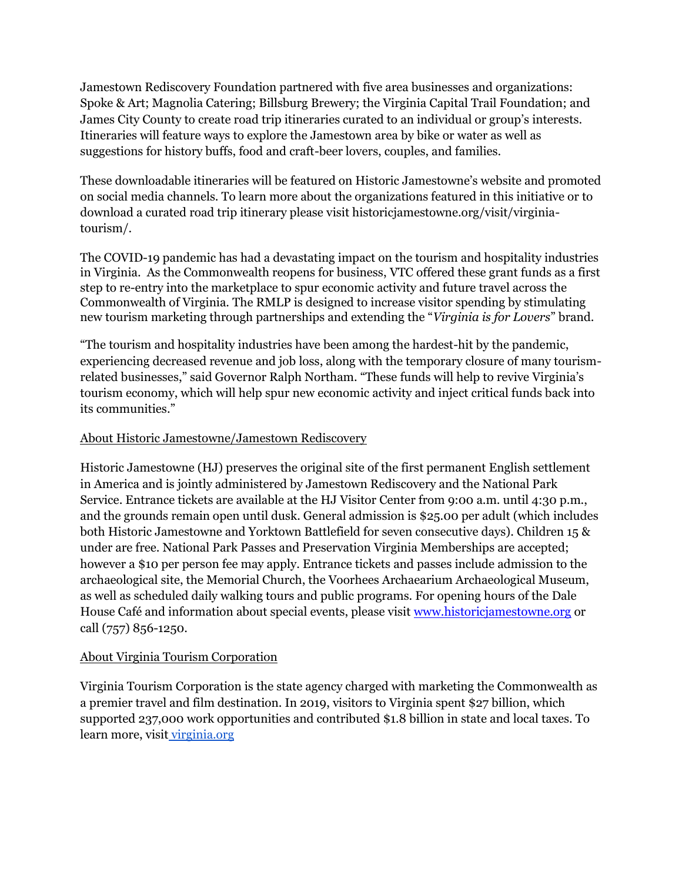Jamestown Rediscovery Foundation partnered with five area businesses and organizations: Spoke & Art; Magnolia Catering; Billsburg Brewery; the Virginia Capital Trail Foundation; and James City County to create road trip itineraries curated to an individual or group's interests. Itineraries will feature ways to explore the Jamestown area by bike or water as well as suggestions for history buffs, food and craft-beer lovers, couples, and families.

These downloadable itineraries will be featured on Historic Jamestowne's website and promoted on social media channels. To learn more about the organizations featured in this initiative or to download a curated road trip itinerary please visit historicjamestowne.org/visit/virginia-tourism/.

The COVID-19 pandemic has had a devastating impact on the tourism and hospitality industries in Virginia. As the Commonwealth reopens for business, VTC offered these grant funds as a first step to re-entry into the marketplace to spur economic activity and future travel across the Commonwealth of Virginia. The RMLP is designed to increase visitor spending by stimulating new tourism marketing through partnerships and extending the "*Virginia is for Lovers*" brand.

"The tourism and hospitality industries have been among the hardest-hit by the pandemic, experiencing decreased revenue and job loss, along with the temporary closure of many tourism-related businesses," said Governor Ralph Northam. "These funds will help to revive Virginia's tourism economy, which will help spur new economic activity and inject critical funds back into its communities."

## About Historic Jamestowne/Jamestown Rediscovery

Historic Jamestowne (HJ) preserves the original site of the first permanent English settlement in America and is jointly administered by Jamestown Rediscovery and the National Park Service. Entrance tickets are available at the HJ Visitor Center from 9:00 a.m. until 4:30 p.m., and the grounds remain open until dusk. General admission is $25.00 per adult (which includes both Historic Jamestowne and Yorktown Battlefield for seven consecutive days). Children 15 & under are free. National Park Passes and Preservation Virginia Memberships are accepted; however a $10 per person fee may apply. Entrance tickets and passes include admission to the archaeological site, the Memorial Church, the Voorhees Archaearium Archaeological Museum, as well as scheduled daily walking tours and public programs. For opening hours of the Dale House Café and information about special events, please visit [www.historicjamestowne.org](www.historicjamestowne.org) or call (757) 856-1250.

## About Virginia Tourism Corporation

Virginia Tourism Corporation is the state agency charged with marketing the Commonwealth as a premier travel and film destination. In 2019, visitors to Virginia spent $27 billion, which supported 237,000 work opportunities and contributed $1.8 billion in state and local taxes. To learn more, visit [virginia.org](virginia.org)